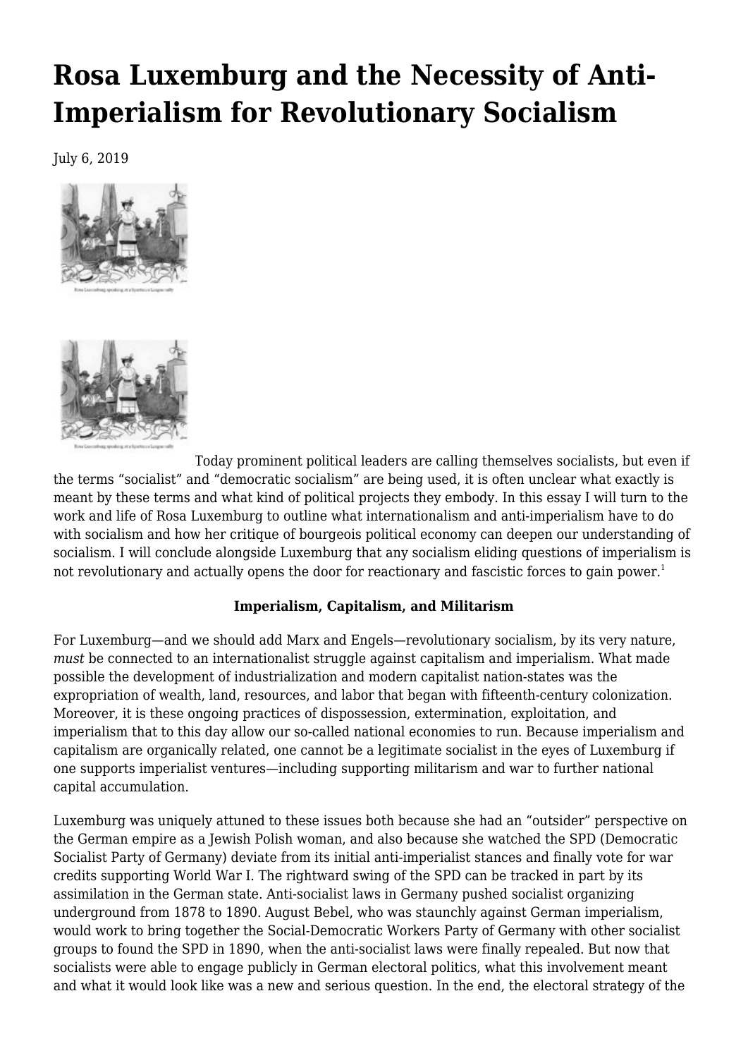# Rosa Luxemburg and the Necessity of Anti-Imperialism for Revolutionary Socialism

July 6, 2019

Today prominent political leaders are calling themselves socialists, but even if the terms "socialist" and "democratic socialism" are being used, it is often unclear what exactly is meant by these terms and what kind of political projects they embody. In this essay I will turn to the work and life of Rosa Luxemburg to outline what internationalism and anti-imperialism have to do with socialism and how her critique of bourgeois political economy can deepen our understanding of socialism. I will conclude alongside Luxemburg that any socialism eliding questions of imperialism is not revolutionary and actually opens the door for reactionary and fascistic forces to gain power.[1]

**Imperialism, Capitalism, and Militarism**

For Luxemburg—and we should add Marx and Engels—revolutionary socialism, by its very nature, *must* be connected to an internationalist struggle against capitalism and imperialism. What made possible the development of industrialization and modern capitalist nation-states was the expropriation of wealth, land, resources, and labor that began with fifteenth-century colonization. Moreover, it is these ongoing practices of dispossession, extermination, exploitation, and imperialism that to this day allow our so-called national economies to run. Because imperialism and capitalism are organically related, one cannot be a legitimate socialist in the eyes of Luxemburg if one supports imperialist ventures—including supporting militarism and war to further national capital accumulation.

Luxemburg was uniquely attuned to these issues both because she had an "outsider" perspective on the German empire as a Jewish Polish woman, and also because she watched the SPD (Democratic Socialist Party of Germany) deviate from its initial anti-imperialist stances and finally vote for war credits supporting World War I. The rightward swing of the SPD can be tracked in part by its assimilation in the German state. Anti-socialist laws in Germany pushed socialist organizing underground from 1878 to 1890. August Bebel, who was staunchly against German imperialism, would work to bring together the Social-Democratic Workers Party of Germany with other socialist groups to found the SPD in 1890, when the anti-socialist laws were finally repealed. But now that socialists were able to engage publicly in German electoral politics, what this involvement meant and what it would look like was a new and serious question. In the end, the electoral strategy of the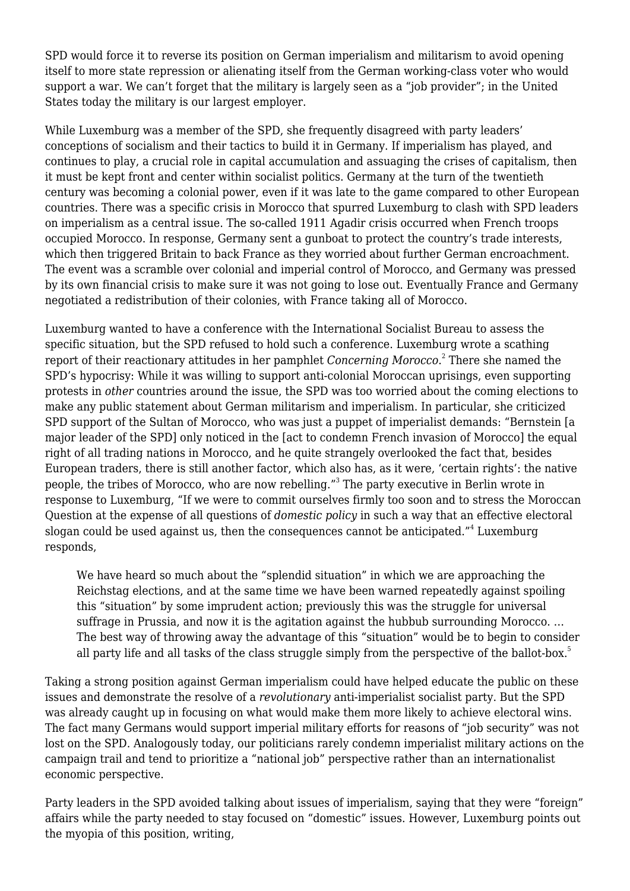SPD would force it to reverse its position on German imperialism and militarism to avoid opening itself to more state repression or alienating itself from the German working-class voter who would support a war. We can't forget that the military is largely seen as a "job provider"; in the United States today the military is our largest employer.

While Luxemburg was a member of the SPD, she frequently disagreed with party leaders' conceptions of socialism and their tactics to build it in Germany. If imperialism has played, and continues to play, a crucial role in capital accumulation and assuaging the crises of capitalism, then it must be kept front and center within socialist politics. Germany at the turn of the twentieth century was becoming a colonial power, even if it was late to the game compared to other European countries. There was a specific crisis in Morocco that spurred Luxemburg to clash with SPD leaders on imperialism as a central issue. The so-called 1911 Agadir crisis occurred when French troops occupied Morocco. In response, Germany sent a gunboat to protect the country's trade interests, which then triggered Britain to back France as they worried about further German encroachment. The event was a scramble over colonial and imperial control of Morocco, and Germany was pressed by its own financial crisis to make sure it was not going to lose out. Eventually France and Germany negotiated a redistribution of their colonies, with France taking all of Morocco.

Luxemburg wanted to have a conference with the International Socialist Bureau to assess the specific situation, but the SPD refused to hold such a conference. Luxemburg wrote a scathing report of their reactionary attitudes in her pamphlet *Concerning Morocco*.[2] There she named the SPD's hypocrisy: While it was willing to support anti-colonial Moroccan uprisings, even supporting protests in *other* countries around the issue, the SPD was too worried about the coming elections to make any public statement about German militarism and imperialism. In particular, she criticized SPD support of the Sultan of Morocco, who was just a puppet of imperialist demands: "Bernstein [a major leader of the SPD] only noticed in the [act to condemn French invasion of Morocco] the equal right of all trading nations in Morocco, and he quite strangely overlooked the fact that, besides European traders, there is still another factor, which also has, as it were, 'certain rights': the native people, the tribes of Morocco, who are now rebelling."[3] The party executive in Berlin wrote in response to Luxemburg, "If we were to commit ourselves firmly too soon and to stress the Moroccan Question at the expense of all questions of *domestic policy* in such a way that an effective electoral slogan could be used against us, then the consequences cannot be anticipated."[4] Luxemburg responds,

> We have heard so much about the "splendid situation" in which we are approaching the Reichstag elections, and at the same time we have been warned repeatedly against spoiling this "situation" by some imprudent action; previously this was the struggle for universal suffrage in Prussia, and now it is the agitation against the hubbub surrounding Morocco. … The best way of throwing away the advantage of this "situation" would be to begin to consider all party life and all tasks of the class struggle simply from the perspective of the ballot-box.[5]

Taking a strong position against German imperialism could have helped educate the public on these issues and demonstrate the resolve of a *revolutionary* anti-imperialist socialist party. But the SPD was already caught up in focusing on what would make them more likely to achieve electoral wins. The fact many Germans would support imperial military efforts for reasons of "job security" was not lost on the SPD. Analogously today, our politicians rarely condemn imperialist military actions on the campaign trail and tend to prioritize a "national job" perspective rather than an internationalist economic perspective.

Party leaders in the SPD avoided talking about issues of imperialism, saying that they were "foreign" affairs while the party needed to stay focused on "domestic" issues. However, Luxemburg points out the myopia of this position, writing,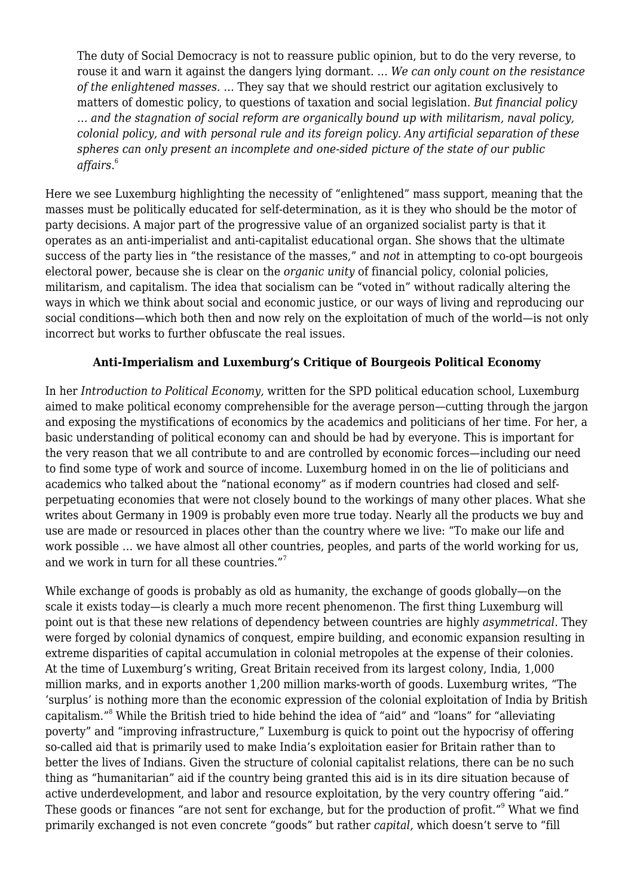> The duty of Social Democracy is not to reassure public opinion, but to do the very reverse, to rouse it and warn it against the dangers lying dormant. … *We can only count on the resistance of the enlightened masses.* … They say that we should restrict our agitation exclusively to matters of domestic policy, to questions of taxation and social legislation. *But financial policy … and the stagnation of social reform are organically bound up with militarism, naval policy, colonial policy, and with personal rule and its foreign policy. Any artificial separation of these spheres can only present an incomplete and one-sided picture of the state of our public affairs*.[6]

Here we see Luxemburg highlighting the necessity of "enlightened" mass support, meaning that the masses must be politically educated for self-determination, as it is they who should be the motor of party decisions. A major part of the progressive value of an organized socialist party is that it operates as an anti-imperialist and anti-capitalist educational organ. She shows that the ultimate success of the party lies in "the resistance of the masses," and *not* in attempting to co-opt bourgeois electoral power, because she is clear on the *organic unity* of financial policy, colonial policies, militarism, and capitalism. The idea that socialism can be "voted in" without radically altering the ways in which we think about social and economic justice, or our ways of living and reproducing our social conditions—which both then and now rely on the exploitation of much of the world—is not only incorrect but works to further obfuscate the real issues.

**Anti-Imperialism and Luxemburg's Critique of Bourgeois Political Economy**

In her *Introduction to Political Economy,* written for the SPD political education school, Luxemburg aimed to make political economy comprehensible for the average person—cutting through the jargon and exposing the mystifications of economics by the academics and politicians of her time. For her, a basic understanding of political economy can and should be had by everyone. This is important for the very reason that we all contribute to and are controlled by economic forces—including our need to find some type of work and source of income. Luxemburg homed in on the lie of politicians and academics who talked about the "national economy" as if modern countries had closed and self-perpetuating economies that were not closely bound to the workings of many other places. What she writes about Germany in 1909 is probably even more true today. Nearly all the products we buy and use are made or resourced in places other than the country where we live: "To make our life and work possible … we have almost all other countries, peoples, and parts of the world working for us, and we work in turn for all these countries."[7]

While exchange of goods is probably as old as humanity, the exchange of goods globally—on the scale it exists today—is clearly a much more recent phenomenon. The first thing Luxemburg will point out is that these new relations of dependency between countries are highly *asymmetrical*. They were forged by colonial dynamics of conquest, empire building, and economic expansion resulting in extreme disparities of capital accumulation in colonial metropoles at the expense of their colonies. At the time of Luxemburg's writing, Great Britain received from its largest colony, India, 1,000 million marks, and in exports another 1,200 million marks-worth of goods. Luxemburg writes, "The 'surplus' is nothing more than the economic expression of the colonial exploitation of India by British capitalism."[8] While the British tried to hide behind the idea of "aid" and "loans" for "alleviating poverty" and "improving infrastructure," Luxemburg is quick to point out the hypocrisy of offering so-called aid that is primarily used to make India's exploitation easier for Britain rather than to better the lives of Indians. Given the structure of colonial capitalist relations, there can be no such thing as "humanitarian" aid if the country being granted this aid is in its dire situation because of active underdevelopment, and labor and resource exploitation, by the very country offering "aid." These goods or finances "are not sent for exchange, but for the production of profit."[9] What we find primarily exchanged is not even concrete "goods" but rather *capital,* which doesn't serve to "fill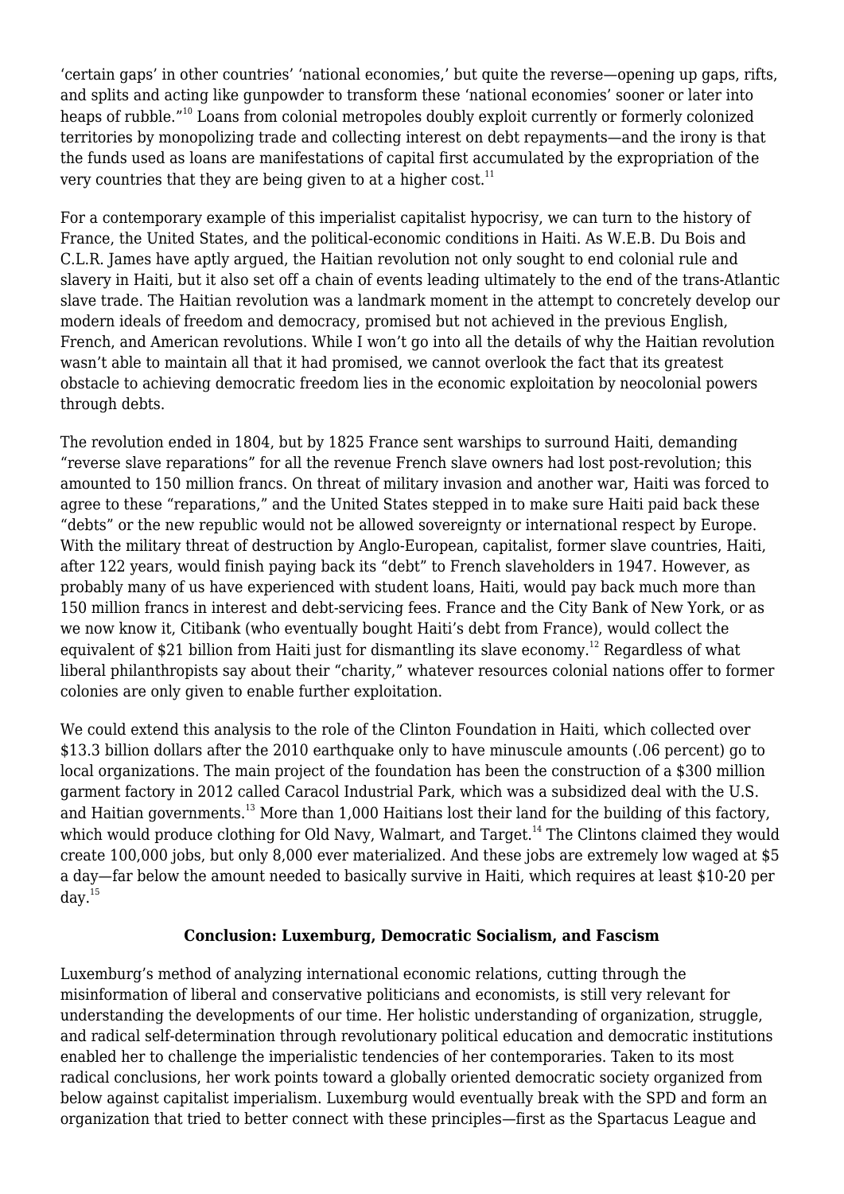'certain gaps' in other countries' 'national economies,' but quite the reverse—opening up gaps, rifts, and splits and acting like gunpowder to transform these 'national economies' sooner or later into heaps of rubble."[10] Loans from colonial metropoles doubly exploit currently or formerly colonized territories by monopolizing trade and collecting interest on debt repayments—and the irony is that the funds used as loans are manifestations of capital first accumulated by the expropriation of the very countries that they are being given to at a higher cost.[11]

For a contemporary example of this imperialist capitalist hypocrisy, we can turn to the history of France, the United States, and the political-economic conditions in Haiti. As W.E.B. Du Bois and C.L.R. James have aptly argued, the Haitian revolution not only sought to end colonial rule and slavery in Haiti, but it also set off a chain of events leading ultimately to the end of the trans-Atlantic slave trade. The Haitian revolution was a landmark moment in the attempt to concretely develop our modern ideals of freedom and democracy, promised but not achieved in the previous English, French, and American revolutions. While I won't go into all the details of why the Haitian revolution wasn't able to maintain all that it had promised, we cannot overlook the fact that its greatest obstacle to achieving democratic freedom lies in the economic exploitation by neocolonial powers through debts.

The revolution ended in 1804, but by 1825 France sent warships to surround Haiti, demanding "reverse slave reparations" for all the revenue French slave owners had lost post-revolution; this amounted to 150 million francs. On threat of military invasion and another war, Haiti was forced to agree to these "reparations," and the United States stepped in to make sure Haiti paid back these "debts" or the new republic would not be allowed sovereignty or international respect by Europe. With the military threat of destruction by Anglo-European, capitalist, former slave countries, Haiti, after 122 years, would finish paying back its "debt" to French slaveholders in 1947. However, as probably many of us have experienced with student loans, Haiti, would pay back much more than 150 million francs in interest and debt-servicing fees. France and the City Bank of New York, or as we now know it, Citibank (who eventually bought Haiti's debt from France), would collect the equivalent of $21 billion from Haiti just for dismantling its slave economy.[12] Regardless of what liberal philanthropists say about their "charity," whatever resources colonial nations offer to former colonies are only given to enable further exploitation.

We could extend this analysis to the role of the Clinton Foundation in Haiti, which collected over $13.3 billion dollars after the 2010 earthquake only to have minuscule amounts (.06 percent) go to local organizations. The main project of the foundation has been the construction of a $300 million garment factory in 2012 called Caracol Industrial Park, which was a subsidized deal with the U.S. and Haitian governments.[13] More than 1,000 Haitians lost their land for the building of this factory, which would produce clothing for Old Navy, Walmart, and Target.[14] The Clintons claimed they would create 100,000 jobs, but only 8,000 ever materialized. And these jobs are extremely low waged at $5 a day—far below the amount needed to basically survive in Haiti, which requires at least $10-20 per day.[15]

## Conclusion: Luxemburg, Democratic Socialism, and Fascism

Luxemburg's method of analyzing international economic relations, cutting through the misinformation of liberal and conservative politicians and economists, is still very relevant for understanding the developments of our time. Her holistic understanding of organization, struggle, and radical self-determination through revolutionary political education and democratic institutions enabled her to challenge the imperialistic tendencies of her contemporaries. Taken to its most radical conclusions, her work points toward a globally oriented democratic society organized from below against capitalist imperialism. Luxemburg would eventually break with the SPD and form an organization that tried to better connect with these principles—first as the Spartacus League and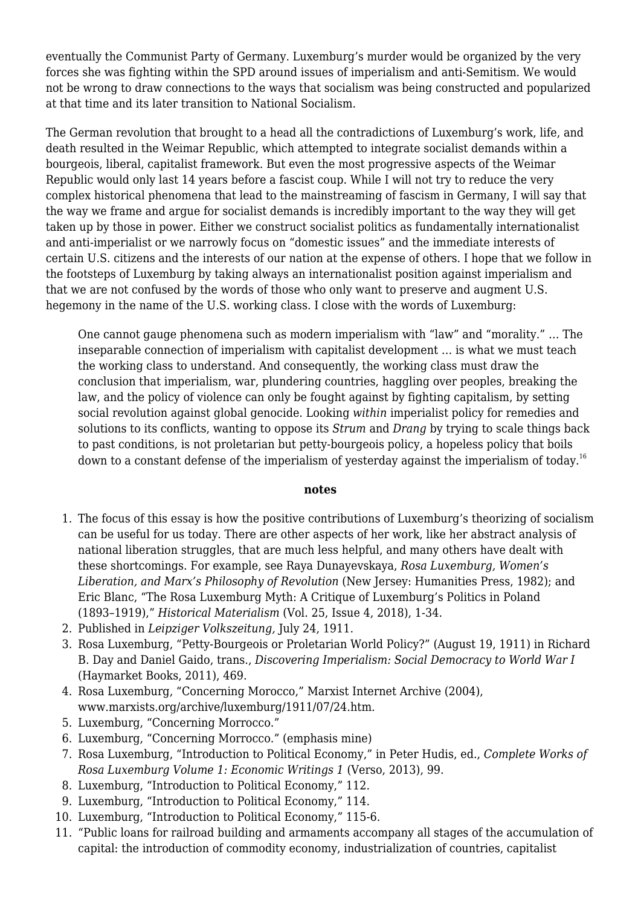eventually the Communist Party of Germany. Luxemburg's murder would be organized by the very forces she was fighting within the SPD around issues of imperialism and anti-Semitism. We would not be wrong to draw connections to the ways that socialism was being constructed and popularized at that time and its later transition to National Socialism.

The German revolution that brought to a head all the contradictions of Luxemburg's work, life, and death resulted in the Weimar Republic, which attempted to integrate socialist demands within a bourgeois, liberal, capitalist framework. But even the most progressive aspects of the Weimar Republic would only last 14 years before a fascist coup. While I will not try to reduce the very complex historical phenomena that lead to the mainstreaming of fascism in Germany, I will say that the way we frame and argue for socialist demands is incredibly important to the way they will get taken up by those in power. Either we construct socialist politics as fundamentally internationalist and anti-imperialist or we narrowly focus on "domestic issues" and the immediate interests of certain U.S. citizens and the interests of our nation at the expense of others. I hope that we follow in the footsteps of Luxemburg by taking always an internationalist position against imperialism and that we are not confused by the words of those who only want to preserve and augment U.S. hegemony in the name of the U.S. working class. I close with the words of Luxemburg:

> One cannot gauge phenomena such as modern imperialism with "law" and "morality." … The inseparable connection of imperialism with capitalist development … is what we must teach the working class to understand. And consequently, the working class must draw the conclusion that imperialism, war, plundering countries, haggling over peoples, breaking the law, and the policy of violence can only be fought against by fighting capitalism, by setting social revolution against global genocide. Looking *within* imperialist policy for remedies and solutions to its conflicts, wanting to oppose its *Strum* and *Drang* by trying to scale things back to past conditions, is not proletarian but petty-bourgeois policy, a hopeless policy that boils down to a constant defense of the imperialism of yesterday against the imperialism of today.[16]

**notes**

1. The focus of this essay is how the positive contributions of Luxemburg's theorizing of socialism can be useful for us today. There are other aspects of her work, like her abstract analysis of national liberation struggles, that are much less helpful, and many others have dealt with these shortcomings. For example, see Raya Dunayevskaya, *Rosa Luxemburg, Women's Liberation, and Marx's Philosophy of Revolution* (New Jersey: Humanities Press, 1982); and Eric Blanc, "The Rosa Luxemburg Myth: A Critique of Luxemburg's Politics in Poland (1893–1919)," *Historical Materialism* (Vol. 25, Issue 4, 2018), 1-34.
2. Published in *Leipziger Volkszeitung*, July 24, 1911.
3. Rosa Luxemburg, "Petty-Bourgeois or Proletarian World Policy?" (August 19, 1911) in Richard B. Day and Daniel Gaido, trans., *Discovering Imperialism: Social Democracy to World War I* (Haymarket Books, 2011), 469.
4. Rosa Luxemburg, "Concerning Morocco," Marxist Internet Archive (2004), www.marxists.org/archive/luxemburg/1911/07/24.htm.
5. Luxemburg, "Concerning Morrocco."
6. Luxemburg, "Concerning Morrocco." (emphasis mine)
7. Rosa Luxemburg, "Introduction to Political Economy," in Peter Hudis, ed., *Complete Works of Rosa Luxemburg Volume 1: Economic Writings 1* (Verso, 2013), 99.
8. Luxemburg, "Introduction to Political Economy," 112.
9. Luxemburg, "Introduction to Political Economy," 114.
10. Luxemburg, "Introduction to Political Economy," 115-6.
11. "Public loans for railroad building and armaments accompany all stages of the accumulation of capital: the introduction of commodity economy, industrialization of countries, capitalist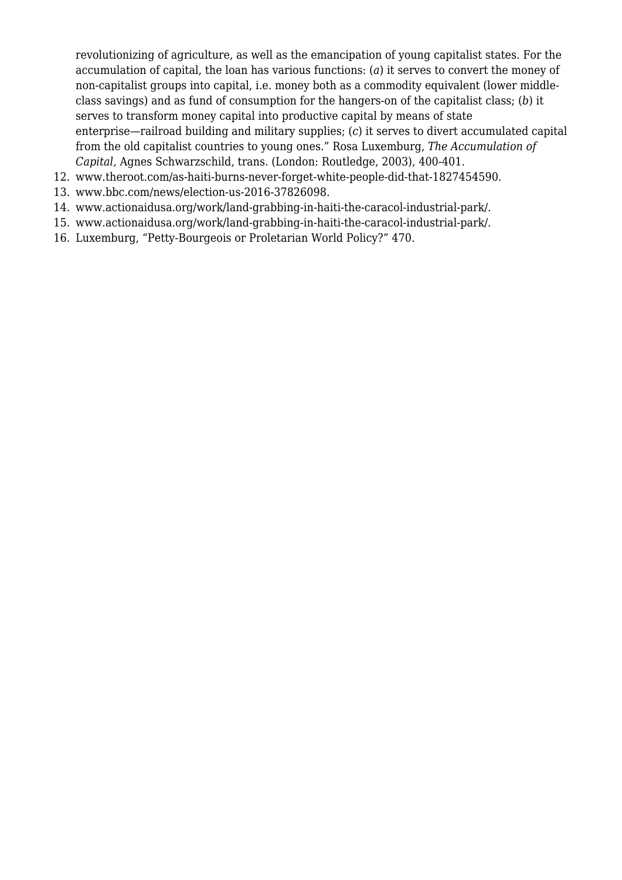revolutionizing of agriculture, as well as the emancipation of young capitalist states. For the accumulation of capital, the loan has various functions: (*a*) it serves to convert the money of non-capitalist groups into capital, i.e. money both as a commodity equivalent (lower middle-class savings) and as fund of consumption for the hangers-on of the capitalist class; (*b*) it serves to transform money capital into productive capital by means of state enterprise—railroad building and military supplies; (*c*) it serves to divert accumulated capital from the old capitalist countries to young ones." Rosa Luxemburg, *The Accumulation of Capital*, Agnes Schwarzschild, trans. (London: Routledge, 2003), 400-401.

12. www.theroot.com/as-haiti-burns-never-forget-white-people-did-that-1827454590.
13. www.bbc.com/news/election-us-2016-37826098.
14. www.actionaidusa.org/work/land-grabbing-in-haiti-the-caracol-industrial-park/.
15. www.actionaidusa.org/work/land-grabbing-in-haiti-the-caracol-industrial-park/.
16. Luxemburg, "Petty-Bourgeois or Proletarian World Policy?" 470.